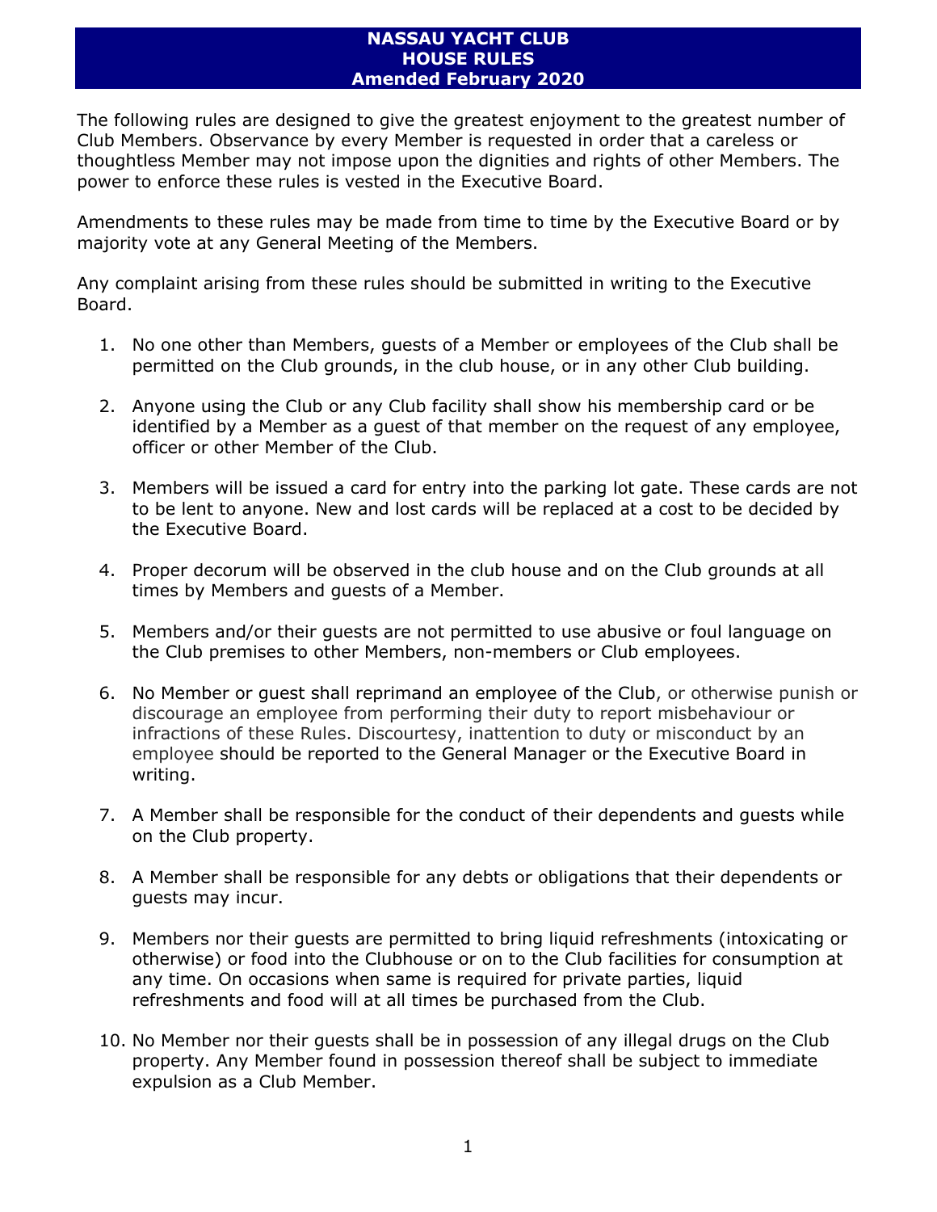# NASSAU YACHT CLUB
## HOUSE RULES
### Amended February 2020

The following rules are designed to give the greatest enjoyment to the greatest number of Club Members. Observance by every Member is requested in order that a careless or thoughtless Member may not impose upon the dignities and rights of other Members. The power to enforce these rules is vested in the Executive Board.

Amendments to these rules may be made from time to time by the Executive Board or by majority vote at any General Meeting of the Members.

Any complaint arising from these rules should be submitted in writing to the Executive Board.

1. No one other than Members, guests of a Member or employees of the Club shall be permitted on the Club grounds, in the club house, or in any other Club building.

2. Anyone using the Club or any Club facility shall show his membership card or be identified by a Member as a guest of that member on the request of any employee, officer or other Member of the Club.

3. Members will be issued a card for entry into the parking lot gate. These cards are not to be lent to anyone. New and lost cards will be replaced at a cost to be decided by the Executive Board.

4. Proper decorum will be observed in the club house and on the Club grounds at all times by Members and guests of a Member.

5. Members and/or their guests are not permitted to use abusive or foul language on the Club premises to other Members, non-members or Club employees.

6. No Member or guest shall reprimand an employee of the Club, or otherwise punish or discourage an employee from performing their duty to report misbehaviour or infractions of these Rules. Discourtesy, inattention to duty or misconduct by an employee should be reported to the General Manager or the Executive Board in writing.

7. A Member shall be responsible for the conduct of their dependents and guests while on the Club property.

8. A Member shall be responsible for any debts or obligations that their dependents or guests may incur.

9. Members nor their guests are permitted to bring liquid refreshments (intoxicating or otherwise) or food into the Clubhouse or on to the Club facilities for consumption at any time. On occasions when same is required for private parties, liquid refreshments and food will at all times be purchased from the Club.

10. No Member nor their guests shall be in possession of any illegal drugs on the Club property. Any Member found in possession thereof shall be subject to immediate expulsion as a Club Member.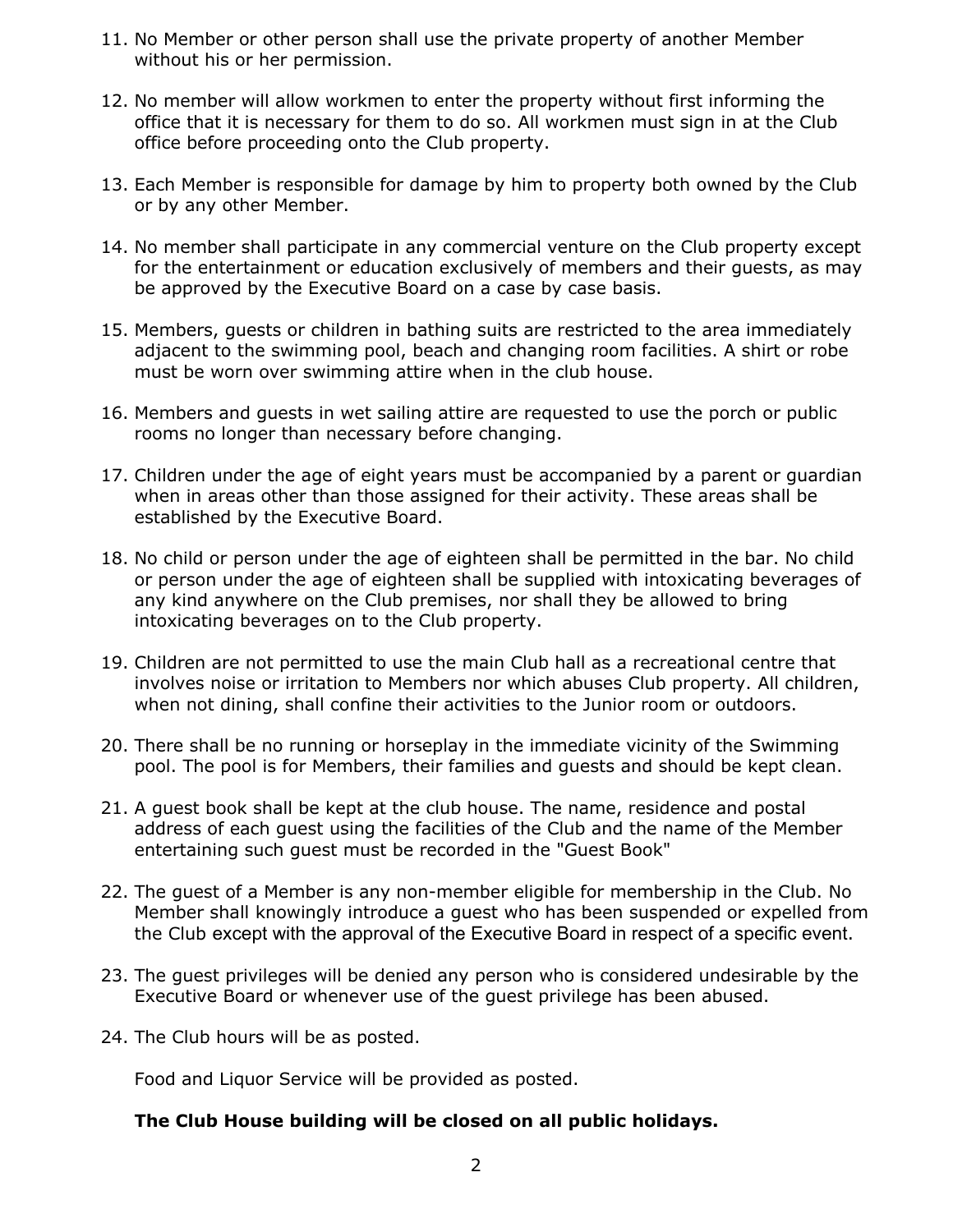11. No Member or other person shall use the private property of another Member without his or her permission.

12. No member will allow workmen to enter the property without first informing the office that it is necessary for them to do so. All workmen must sign in at the Club office before proceeding onto the Club property.

13. Each Member is responsible for damage by him to property both owned by the Club or by any other Member.

14. No member shall participate in any commercial venture on the Club property except for the entertainment or education exclusively of members and their guests, as may be approved by the Executive Board on a case by case basis.

15. Members, guests or children in bathing suits are restricted to the area immediately adjacent to the swimming pool, beach and changing room facilities. A shirt or robe must be worn over swimming attire when in the club house.

16. Members and guests in wet sailing attire are requested to use the porch or public rooms no longer than necessary before changing.

17. Children under the age of eight years must be accompanied by a parent or guardian when in areas other than those assigned for their activity. These areas shall be established by the Executive Board.

18. No child or person under the age of eighteen shall be permitted in the bar. No child or person under the age of eighteen shall be supplied with intoxicating beverages of any kind anywhere on the Club premises, nor shall they be allowed to bring intoxicating beverages on to the Club property.

19. Children are not permitted to use the main Club hall as a recreational centre that involves noise or irritation to Members nor which abuses Club property. All children, when not dining, shall confine their activities to the Junior room or outdoors.

20. There shall be no running or horseplay in the immediate vicinity of the Swimming pool. The pool is for Members, their families and guests and should be kept clean.

21. A guest book shall be kept at the club house. The name, residence and postal address of each guest using the facilities of the Club and the name of the Member entertaining such guest must be recorded in the "Guest Book"

22. The guest of a Member is any non-member eligible for membership in the Club. No Member shall knowingly introduce a guest who has been suspended or expelled from the Club except with the approval of the Executive Board in respect of a specific event.

23. The guest privileges will be denied any person who is considered undesirable by the Executive Board or whenever use of the guest privilege has been abused.

24. The Club hours will be as posted.

    Food and Liquor Service will be provided as posted.

    **The Club House building will be closed on all public holidays.**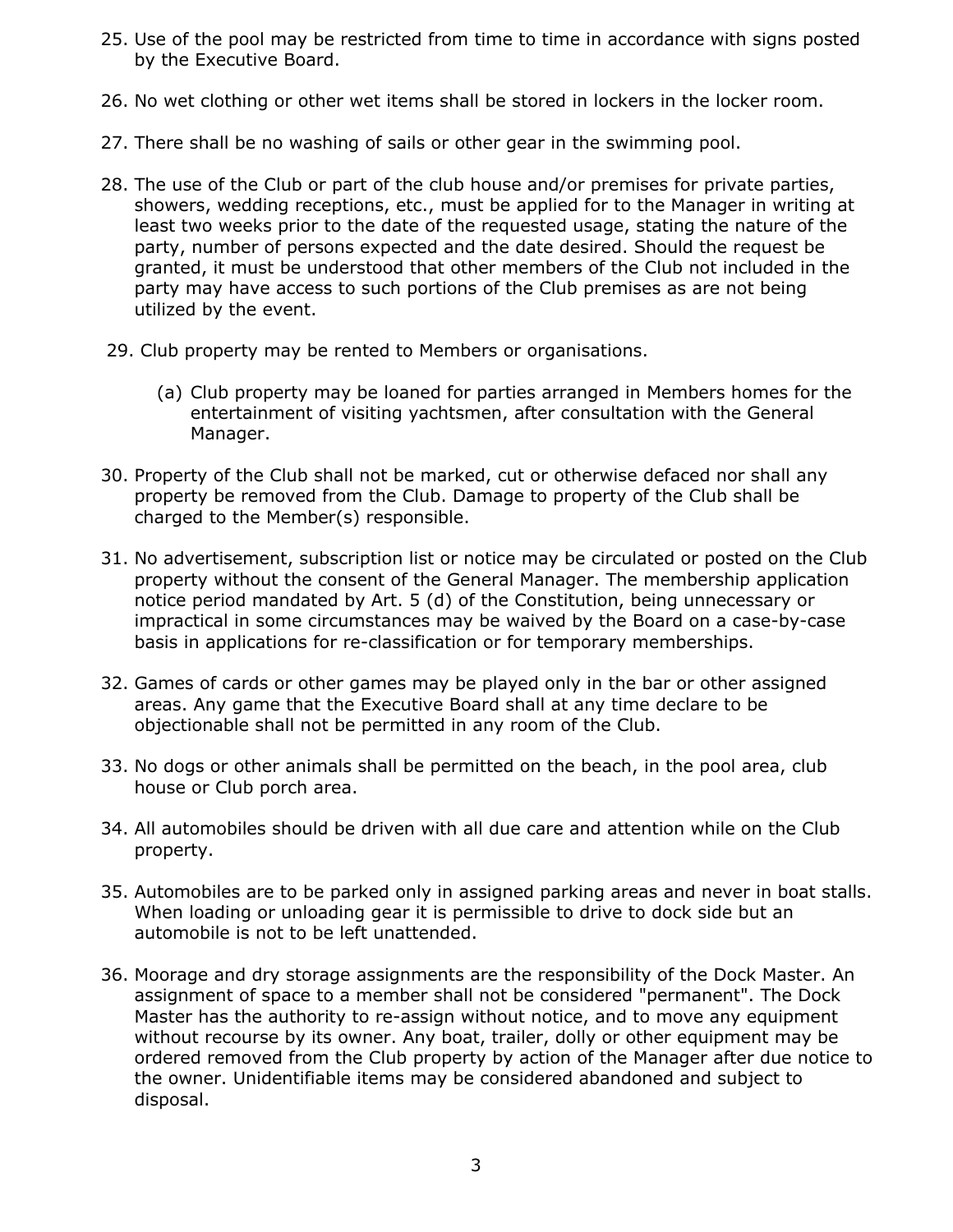25. Use of the pool may be restricted from time to time in accordance with signs posted by the Executive Board.

26. No wet clothing or other wet items shall be stored in lockers in the locker room.

27. There shall be no washing of sails or other gear in the swimming pool.

28. The use of the Club or part of the club house and/or premises for private parties, showers, wedding receptions, etc., must be applied for to the Manager in writing at least two weeks prior to the date of the requested usage, stating the nature of the party, number of persons expected and the date desired. Should the request be granted, it must be understood that other members of the Club not included in the party may have access to such portions of the Club premises as are not being utilized by the event.

29. Club property may be rented to Members or organisations.

    (a) Club property may be loaned for parties arranged in Members homes for the entertainment of visiting yachtsmen, after consultation with the General Manager.

30. Property of the Club shall not be marked, cut or otherwise defaced nor shall any property be removed from the Club. Damage to property of the Club shall be charged to the Member(s) responsible.

31. No advertisement, subscription list or notice may be circulated or posted on the Club property without the consent of the General Manager. The membership application notice period mandated by Art. 5 (d) of the Constitution, being unnecessary or impractical in some circumstances may be waived by the Board on a case-by-case basis in applications for re-classification or for temporary memberships.

32. Games of cards or other games may be played only in the bar or other assigned areas. Any game that the Executive Board shall at any time declare to be objectionable shall not be permitted in any room of the Club.

33. No dogs or other animals shall be permitted on the beach, in the pool area, club house or Club porch area.

34. All automobiles should be driven with all due care and attention while on the Club property.

35. Automobiles are to be parked only in assigned parking areas and never in boat stalls. When loading or unloading gear it is permissible to drive to dock side but an automobile is not to be left unattended.

36. Moorage and dry storage assignments are the responsibility of the Dock Master. An assignment of space to a member shall not be considered "permanent". The Dock Master has the authority to re-assign without notice, and to move any equipment without recourse by its owner. Any boat, trailer, dolly or other equipment may be ordered removed from the Club property by action of the Manager after due notice to the owner. Unidentifiable items may be considered abandoned and subject to disposal.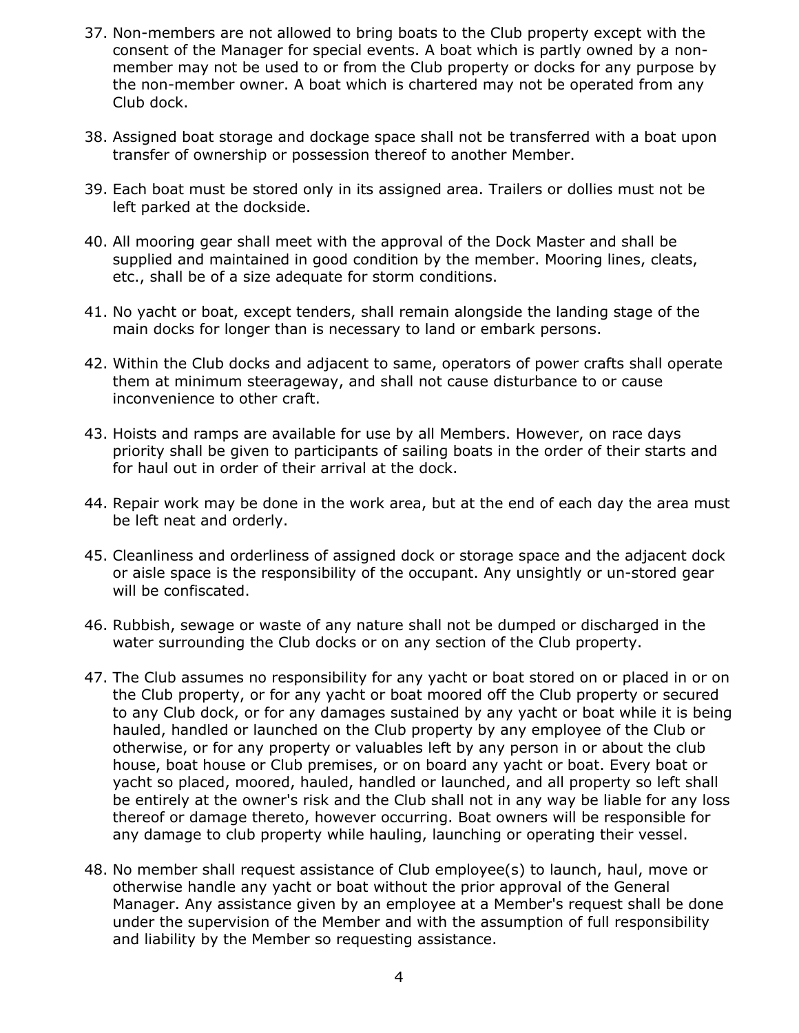37. Non-members are not allowed to bring boats to the Club property except with the consent of the Manager for special events. A boat which is partly owned by a non-member may not be used to or from the Club property or docks for any purpose by the non-member owner. A boat which is chartered may not be operated from any Club dock.

38. Assigned boat storage and dockage space shall not be transferred with a boat upon transfer of ownership or possession thereof to another Member.

39. Each boat must be stored only in its assigned area. Trailers or dollies must not be left parked at the dockside.

40. All mooring gear shall meet with the approval of the Dock Master and shall be supplied and maintained in good condition by the member. Mooring lines, cleats, etc., shall be of a size adequate for storm conditions.

41. No yacht or boat, except tenders, shall remain alongside the landing stage of the main docks for longer than is necessary to land or embark persons.

42. Within the Club docks and adjacent to same, operators of power crafts shall operate them at minimum steerageway, and shall not cause disturbance to or cause inconvenience to other craft.

43. Hoists and ramps are available for use by all Members. However, on race days priority shall be given to participants of sailing boats in the order of their starts and for haul out in order of their arrival at the dock.

44. Repair work may be done in the work area, but at the end of each day the area must be left neat and orderly.

45. Cleanliness and orderliness of assigned dock or storage space and the adjacent dock or aisle space is the responsibility of the occupant. Any unsightly or un-stored gear will be confiscated.

46. Rubbish, sewage or waste of any nature shall not be dumped or discharged in the water surrounding the Club docks or on any section of the Club property.

47. The Club assumes no responsibility for any yacht or boat stored on or placed in or on the Club property, or for any yacht or boat moored off the Club property or secured to any Club dock, or for any damages sustained by any yacht or boat while it is being hauled, handled or launched on the Club property by any employee of the Club or otherwise, or for any property or valuables left by any person in or about the club house, boat house or Club premises, or on board any yacht or boat. Every boat or yacht so placed, moored, hauled, handled or launched, and all property so left shall be entirely at the owner's risk and the Club shall not in any way be liable for any loss thereof or damage thereto, however occurring. Boat owners will be responsible for any damage to club property while hauling, launching or operating their vessel.

48. No member shall request assistance of Club employee(s) to launch, haul, move or otherwise handle any yacht or boat without the prior approval of the General Manager. Any assistance given by an employee at a Member's request shall be done under the supervision of the Member and with the assumption of full responsibility and liability by the Member so requesting assistance.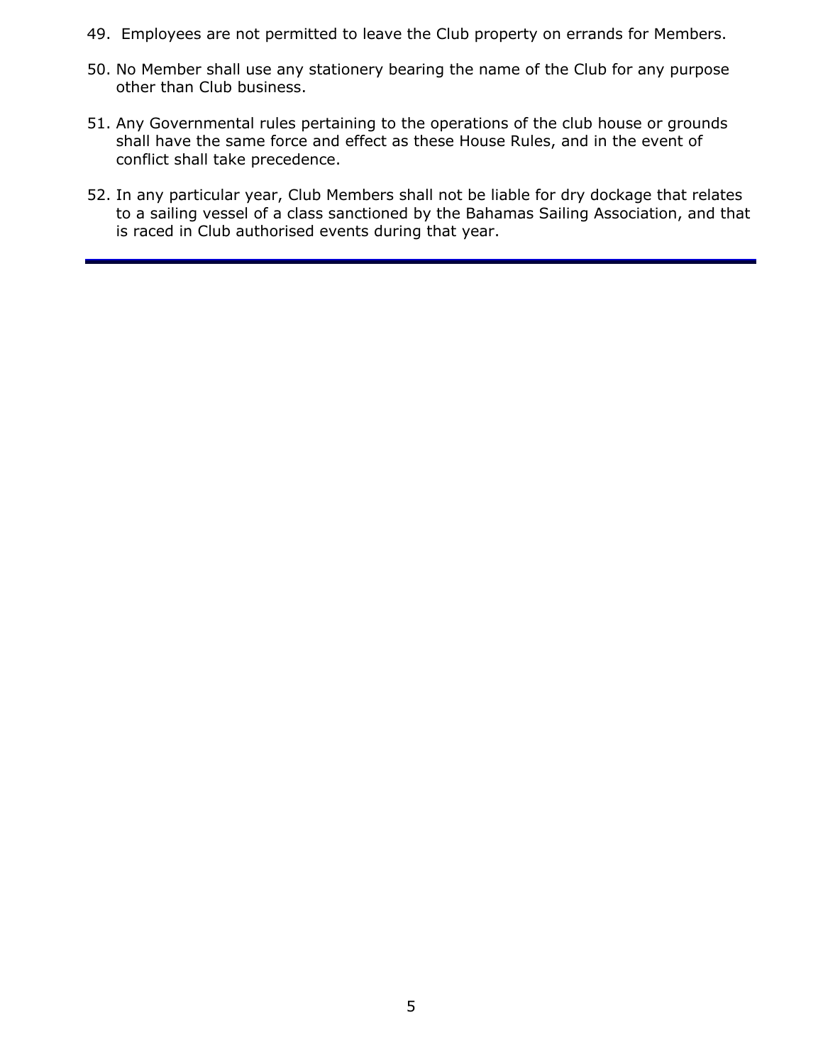49. Employees are not permitted to leave the Club property on errands for Members.

50. No Member shall use any stationery bearing the name of the Club for any purpose other than Club business.

51. Any Governmental rules pertaining to the operations of the club house or grounds shall have the same force and effect as these House Rules, and in the event of conflict shall take precedence.

52. In any particular year, Club Members shall not be liable for dry dockage that relates to a sailing vessel of a class sanctioned by the Bahamas Sailing Association, and that is raced in Club authorised events during that year.

---